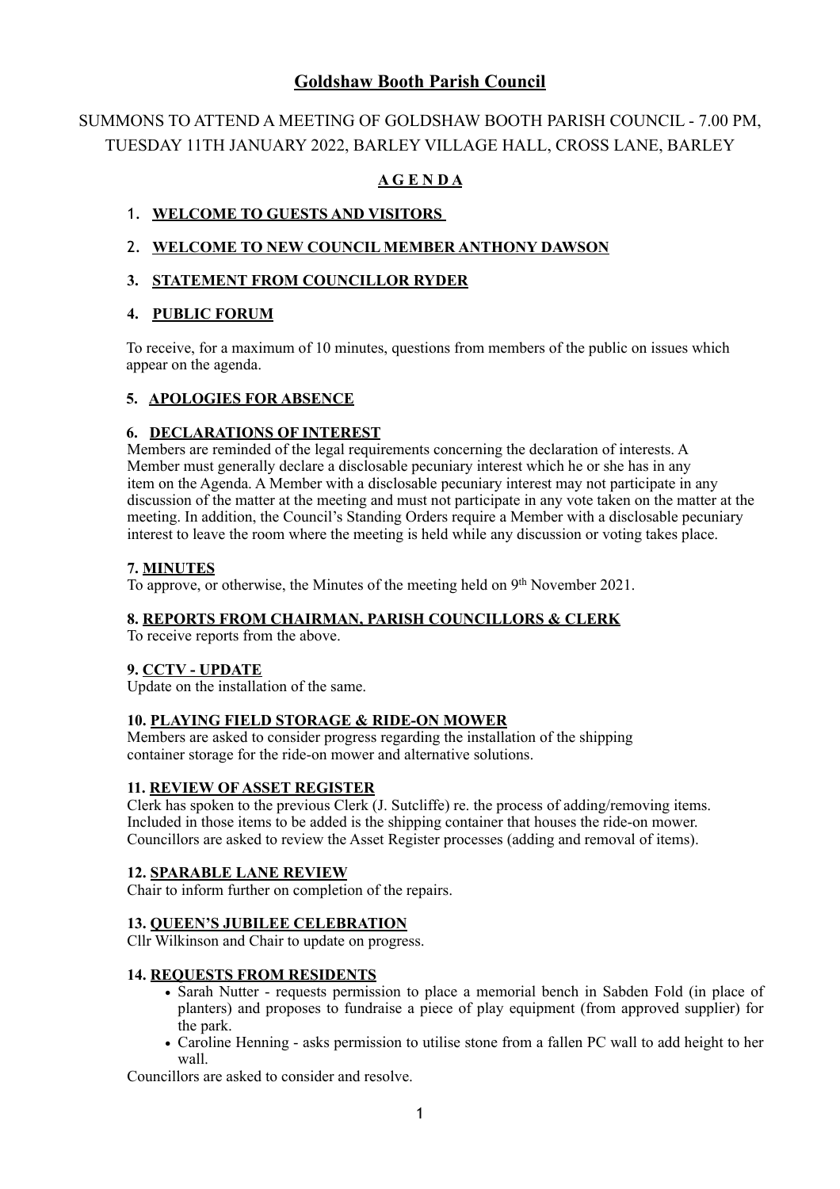# Goldshaw Booth Parish Council

SUMMONS TO ATTEND A MEETING OF GOLDSHAW BOOTH PARISH COUNCIL - 7.00 PM, TUESDAY 11TH JANUARY 2022, BARLEY VILLAGE HALL, CROSS LANE, BARLEY

## A G E N D A

1. **WELCOME TO GUESTS AND VISITORS**

2. **WELCOME TO NEW COUNCIL MEMBER ANTHONY DAWSON**

3. **STATEMENT FROM COUNCILLOR RYDER**

4. **PUBLIC FORUM**

To receive, for a maximum of 10 minutes, questions from members of the public on issues which appear on the agenda.

5. **APOLOGIES FOR ABSENCE**

6. **DECLARATIONS OF INTEREST**

Members are reminded of the legal requirements concerning the declaration of interests. A Member must generally declare a disclosable pecuniary interest which he or she has in any item on the Agenda. A Member with a disclosable pecuniary interest may not participate in any discussion of the matter at the meeting and must not participate in any vote taken on the matter at the meeting. In addition, the Council's Standing Orders require a Member with a disclosable pecuniary interest to leave the room where the meeting is held while any discussion or voting takes place.

7. **MINUTES**

To approve, or otherwise, the Minutes of the meeting held on 9th November 2021.

8. **REPORTS FROM CHAIRMAN, PARISH COUNCILLORS & CLERK**

To receive reports from the above.

9. **CCTV - UPDATE**

Update on the installation of the same.

10. **PLAYING FIELD STORAGE & RIDE-ON MOWER**

Members are asked to consider progress regarding the installation of the shipping container storage for the ride-on mower and alternative solutions.

11. **REVIEW OF ASSET REGISTER**

Clerk has spoken to the previous Clerk (J. Sutcliffe) re. the process of adding/removing items. Included in those items to be added is the shipping container that houses the ride-on mower. Councillors are asked to review the Asset Register processes (adding and removal of items).

12. **SPARABLE LANE REVIEW**

Chair to inform further on completion of the repairs.

13. **QUEEN'S JUBILEE CELEBRATION**

Cllr Wilkinson and Chair to update on progress.

14. **REQUESTS FROM RESIDENTS**

- Sarah Nutter - requests permission to place a memorial bench in Sabden Fold (in place of planters) and proposes to fundraise a piece of play equipment (from approved supplier) for the park.
- Caroline Henning - asks permission to utilise stone from a fallen PC wall to add height to her wall.

Councillors are asked to consider and resolve.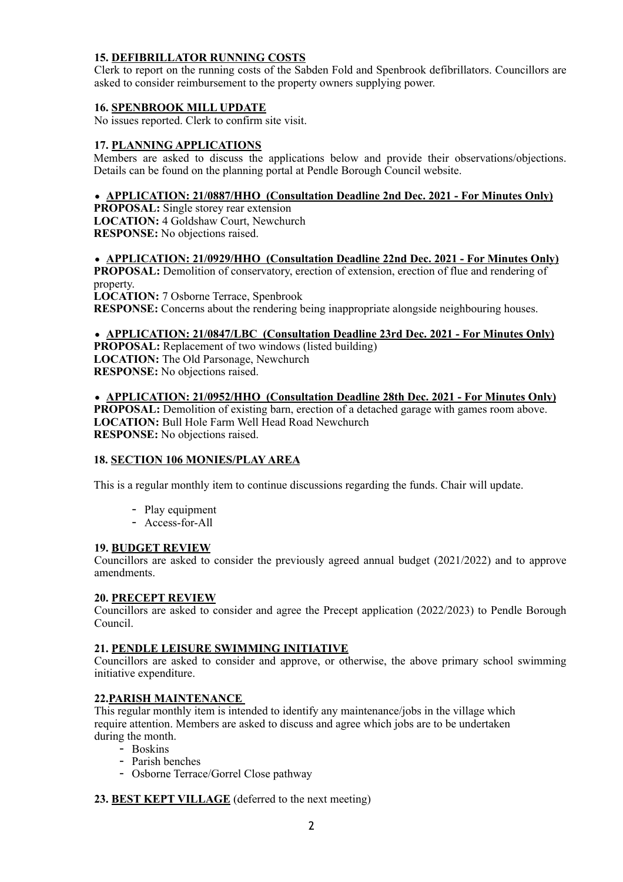**15. <u>DEFIBRILLATOR RUNNING COSTS</u>**

Clerk to report on the running costs of the Sabden Fold and Spenbrook defibrillators. Councillors are asked to consider reimbursement to the property owners supplying power.

**16. <u>SPENBROOK MILL UPDATE</u>**

No issues reported. Clerk to confirm site visit.

**17. <u>PLANNING APPLICATIONS</u>**

Members are asked to discuss the applications below and provide their observations/objections. Details can be found on the planning portal at Pendle Borough Council website.

- **<u>APPLICATION: 21/0887/HHO (Consultation Deadline 2nd Dec. 2021 - For Minutes Only)</u>**

**PROPOSAL:** Single storey rear extension
**LOCATION:** 4 Goldshaw Court, Newchurch
**RESPONSE:** No objections raised.

- **<u>APPLICATION: 21/0929/HHO (Consultation Deadline 22nd Dec. 2021 - For Minutes Only)</u>**

**PROPOSAL:** Demolition of conservatory, erection of extension, erection of flue and rendering of property.
**LOCATION:** 7 Osborne Terrace, Spenbrook
**RESPONSE:** Concerns about the rendering being inappropriate alongside neighbouring houses.

- **<u>APPLICATION: 21/0847/LBC (Consultation Deadline 23rd Dec. 2021 - For Minutes Only)</u>**

**PROPOSAL:** Replacement of two windows (listed building)
**LOCATION:** The Old Parsonage, Newchurch
**RESPONSE:** No objections raised.

- **<u>APPLICATION: 21/0952/HHO (Consultation Deadline 28th Dec. 2021 - For Minutes Only)</u>**

**PROPOSAL:** Demolition of existing barn, erection of a detached garage with games room above.
**LOCATION:** Bull Hole Farm Well Head Road Newchurch
**RESPONSE:** No objections raised.

**18. <u>SECTION 106 MONIES/PLAY AREA</u>**

This is a regular monthly item to continue discussions regarding the funds. Chair will update.

- Play equipment
- Access-for-All

**19. <u>BUDGET REVIEW</u>**

Councillors are asked to consider the previously agreed annual budget (2021/2022) and to approve amendments.

**20. <u>PRECEPT REVIEW</u>**

Councillors are asked to consider and agree the Precept application (2022/2023) to Pendle Borough Council.

**21. <u>PENDLE LEISURE SWIMMING INITIATIVE</u>**

Councillors are asked to consider and approve, or otherwise, the above primary school swimming initiative expenditure.

**22.<u>PARISH MAINTENANCE</u>**

This regular monthly item is intended to identify any maintenance/jobs in the village which require attention. Members are asked to discuss and agree which jobs are to be undertaken during the month.

- Boskins
- Parish benches
- Osborne Terrace/Gorrel Close pathway

**23. <u>BEST KEPT VILLAGE</u>** (deferred to the next meeting)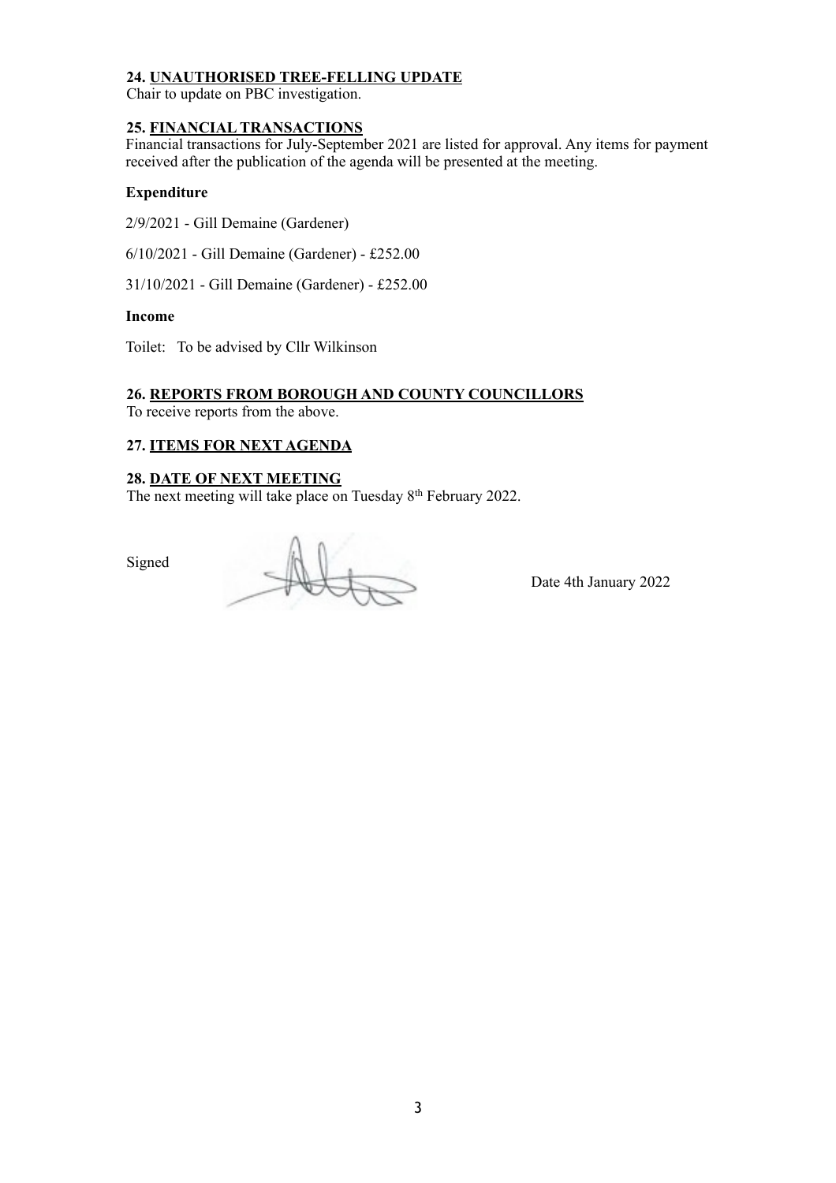**24. UNAUTHORISED TREE-FELLING UPDATE**
Chair to update on PBC investigation.

**25. FINANCIAL TRANSACTIONS**
Financial transactions for July-September 2021 are listed for approval. Any items for payment received after the publication of the agenda will be presented at the meeting.

**Expenditure**

2/9/2021 - Gill Demaine (Gardener)

6/10/2021 - Gill Demaine (Gardener) - £252.00

31/10/2021 - Gill Demaine (Gardener) - £252.00

**Income**

Toilet: To be advised by Cllr Wilkinson

**26. REPORTS FROM BOROUGH AND COUNTY COUNCILLORS**
To receive reports from the above.

**27. ITEMS FOR NEXT AGENDA**

**28. DATE OF NEXT MEETING**
The next meeting will take place on Tuesday 8th February 2022.

Signed

Date 4th January 2022